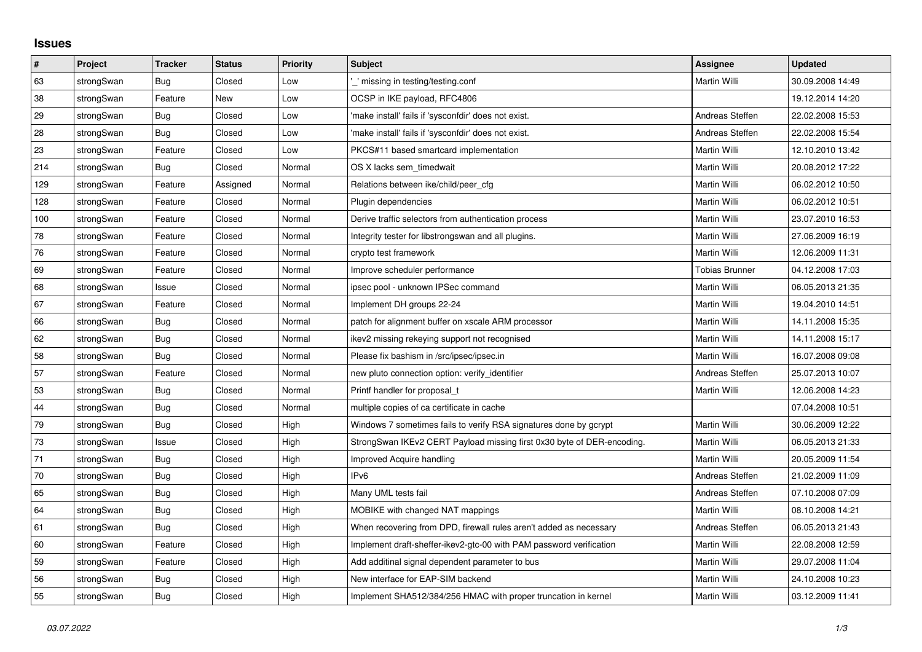## Issues

| # | Project | Tracker | Status | Priority | Subject | Assignee | Updated |
|---|---|---|---|---|---|---|---|
| 63 | strongSwan | Bug | Closed | Low | '_' missing in testing/testing.conf | Martin Willi | 30.09.2008 14:49 |
| 38 | strongSwan | Feature | New | Low | OCSP in IKE payload, RFC4806 | | 19.12.2014 14:20 |
| 29 | strongSwan | Bug | Closed | Low | 'make install' fails if 'sysconfdir' does not exist. | Andreas Steffen | 22.02.2008 15:53 |
| 28 | strongSwan | Bug | Closed | Low | 'make install' fails if 'sysconfdir' does not exist. | Andreas Steffen | 22.02.2008 15:54 |
| 23 | strongSwan | Feature | Closed | Low | PKCS#11 based smartcard implementation | Martin Willi | 12.10.2010 13:42 |
| 214 | strongSwan | Bug | Closed | Normal | OS X lacks sem_timedwait | Martin Willi | 20.08.2012 17:22 |
| 129 | strongSwan | Feature | Assigned | Normal | Relations between ike/child/peer_cfg | Martin Willi | 06.02.2012 10:50 |
| 128 | strongSwan | Feature | Closed | Normal | Plugin dependencies | Martin Willi | 06.02.2012 10:51 |
| 100 | strongSwan | Feature | Closed | Normal | Derive traffic selectors from authentication process | Martin Willi | 23.07.2010 16:53 |
| 78 | strongSwan | Feature | Closed | Normal | Integrity tester for libstrongswan and all plugins. | Martin Willi | 27.06.2009 16:19 |
| 76 | strongSwan | Feature | Closed | Normal | crypto test framework | Martin Willi | 12.06.2009 11:31 |
| 69 | strongSwan | Feature | Closed | Normal | Improve scheduler performance | Tobias Brunner | 04.12.2008 17:03 |
| 68 | strongSwan | Issue | Closed | Normal | ipsec pool - unknown IPSec command | Martin Willi | 06.05.2013 21:35 |
| 67 | strongSwan | Feature | Closed | Normal | Implement DH groups 22-24 | Martin Willi | 19.04.2010 14:51 |
| 66 | strongSwan | Bug | Closed | Normal | patch for alignment buffer on xscale ARM processor | Martin Willi | 14.11.2008 15:35 |
| 62 | strongSwan | Bug | Closed | Normal | ikev2 missing rekeying support not recognised | Martin Willi | 14.11.2008 15:17 |
| 58 | strongSwan | Bug | Closed | Normal | Please fix bashism in /src/ipsec/ipsec.in | Martin Willi | 16.07.2008 09:08 |
| 57 | strongSwan | Feature | Closed | Normal | new pluto connection option: verify_identifier | Andreas Steffen | 25.07.2013 10:07 |
| 53 | strongSwan | Bug | Closed | Normal | Printf handler for proposal_t | Martin Willi | 12.06.2008 14:23 |
| 44 | strongSwan | Bug | Closed | Normal | multiple copies of ca certificate in cache | | 07.04.2008 10:51 |
| 79 | strongSwan | Bug | Closed | High | Windows 7 sometimes fails to verify RSA signatures done by gcrypt | Martin Willi | 30.06.2009 12:22 |
| 73 | strongSwan | Issue | Closed | High | StrongSwan IKEv2 CERT Payload missing first 0x30 byte of DER-encoding. | Martin Willi | 06.05.2013 21:33 |
| 71 | strongSwan | Bug | Closed | High | Improved Acquire handling | Martin Willi | 20.05.2009 11:54 |
| 70 | strongSwan | Bug | Closed | High | IPv6 | Andreas Steffen | 21.02.2009 11:09 |
| 65 | strongSwan | Bug | Closed | High | Many UML tests fail | Andreas Steffen | 07.10.2008 07:09 |
| 64 | strongSwan | Bug | Closed | High | MOBIKE with changed NAT mappings | Martin Willi | 08.10.2008 14:21 |
| 61 | strongSwan | Bug | Closed | High | When recovering from DPD, firewall rules aren't added as necessary | Andreas Steffen | 06.05.2013 21:43 |
| 60 | strongSwan | Feature | Closed | High | Implement draft-sheffer-ikev2-gtc-00 with PAM password verification | Martin Willi | 22.08.2008 12:59 |
| 59 | strongSwan | Feature | Closed | High | Add additinal signal dependent parameter to bus | Martin Willi | 29.07.2008 11:04 |
| 56 | strongSwan | Bug | Closed | High | New interface for EAP-SIM backend | Martin Willi | 24.10.2008 10:23 |
| 55 | strongSwan | Bug | Closed | High | Implement SHA512/384/256 HMAC with proper truncation in kernel | Martin Willi | 03.12.2009 11:41 |

*03.07.2022*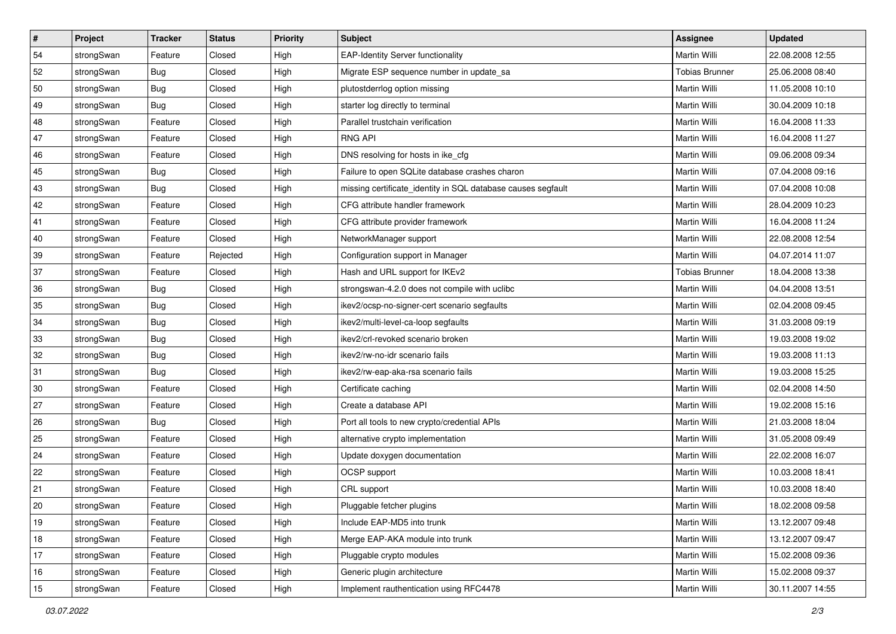| # | Project | Tracker | Status | Priority | Subject | Assignee | Updated |
|---|---|---|---|---|---|---|---|
| 54 | strongSwan | Feature | Closed | High | EAP-Identity Server functionality | Martin Willi | 22.08.2008 12:55 |
| 52 | strongSwan | Bug | Closed | High | Migrate ESP sequence number in update_sa | Tobias Brunner | 25.06.2008 08:40 |
| 50 | strongSwan | Bug | Closed | High | plutostderrlog option missing | Martin Willi | 11.05.2008 10:10 |
| 49 | strongSwan | Bug | Closed | High | starter log directly to terminal | Martin Willi | 30.04.2009 10:18 |
| 48 | strongSwan | Feature | Closed | High | Parallel trustchain verification | Martin Willi | 16.04.2008 11:33 |
| 47 | strongSwan | Feature | Closed | High | RNG API | Martin Willi | 16.04.2008 11:27 |
| 46 | strongSwan | Feature | Closed | High | DNS resolving for hosts in ike_cfg | Martin Willi | 09.06.2008 09:34 |
| 45 | strongSwan | Bug | Closed | High | Failure to open SQLite database crashes charon | Martin Willi | 07.04.2008 09:16 |
| 43 | strongSwan | Bug | Closed | High | missing certificate_identity in SQL database causes segfault | Martin Willi | 07.04.2008 10:08 |
| 42 | strongSwan | Feature | Closed | High | CFG attribute handler framework | Martin Willi | 28.04.2009 10:23 |
| 41 | strongSwan | Feature | Closed | High | CFG attribute provider framework | Martin Willi | 16.04.2008 11:24 |
| 40 | strongSwan | Feature | Closed | High | NetworkManager support | Martin Willi | 22.08.2008 12:54 |
| 39 | strongSwan | Feature | Rejected | High | Configuration support in Manager | Martin Willi | 04.07.2014 11:07 |
| 37 | strongSwan | Feature | Closed | High | Hash and URL support for IKEv2 | Tobias Brunner | 18.04.2008 13:38 |
| 36 | strongSwan | Bug | Closed | High | strongswan-4.2.0 does not compile with uclibc | Martin Willi | 04.04.2008 13:51 |
| 35 | strongSwan | Bug | Closed | High | ikev2/ocsp-no-signer-cert scenario segfaults | Martin Willi | 02.04.2008 09:45 |
| 34 | strongSwan | Bug | Closed | High | ikev2/multi-level-ca-loop segfaults | Martin Willi | 31.03.2008 09:19 |
| 33 | strongSwan | Bug | Closed | High | ikev2/crl-revoked scenario broken | Martin Willi | 19.03.2008 19:02 |
| 32 | strongSwan | Bug | Closed | High | ikev2/rw-no-idr scenario fails | Martin Willi | 19.03.2008 11:13 |
| 31 | strongSwan | Bug | Closed | High | ikev2/rw-eap-aka-rsa scenario fails | Martin Willi | 19.03.2008 15:25 |
| 30 | strongSwan | Feature | Closed | High | Certificate caching | Martin Willi | 02.04.2008 14:50 |
| 27 | strongSwan | Feature | Closed | High | Create a database API | Martin Willi | 19.02.2008 15:16 |
| 26 | strongSwan | Bug | Closed | High | Port all tools to new crypto/credential APIs | Martin Willi | 21.03.2008 18:04 |
| 25 | strongSwan | Feature | Closed | High | alternative crypto implementation | Martin Willi | 31.05.2008 09:49 |
| 24 | strongSwan | Feature | Closed | High | Update doxygen documentation | Martin Willi | 22.02.2008 16:07 |
| 22 | strongSwan | Feature | Closed | High | OCSP support | Martin Willi | 10.03.2008 18:41 |
| 21 | strongSwan | Feature | Closed | High | CRL support | Martin Willi | 10.03.2008 18:40 |
| 20 | strongSwan | Feature | Closed | High | Pluggable fetcher plugins | Martin Willi | 18.02.2008 09:58 |
| 19 | strongSwan | Feature | Closed | High | Include EAP-MD5 into trunk | Martin Willi | 13.12.2007 09:48 |
| 18 | strongSwan | Feature | Closed | High | Merge EAP-AKA module into trunk | Martin Willi | 13.12.2007 09:47 |
| 17 | strongSwan | Feature | Closed | High | Pluggable crypto modules | Martin Willi | 15.02.2008 09:36 |
| 16 | strongSwan | Feature | Closed | High | Generic plugin architecture | Martin Willi | 15.02.2008 09:37 |
| 15 | strongSwan | Feature | Closed | High | Implement rauthentication using RFC4478 | Martin Willi | 30.11.2007 14:55 |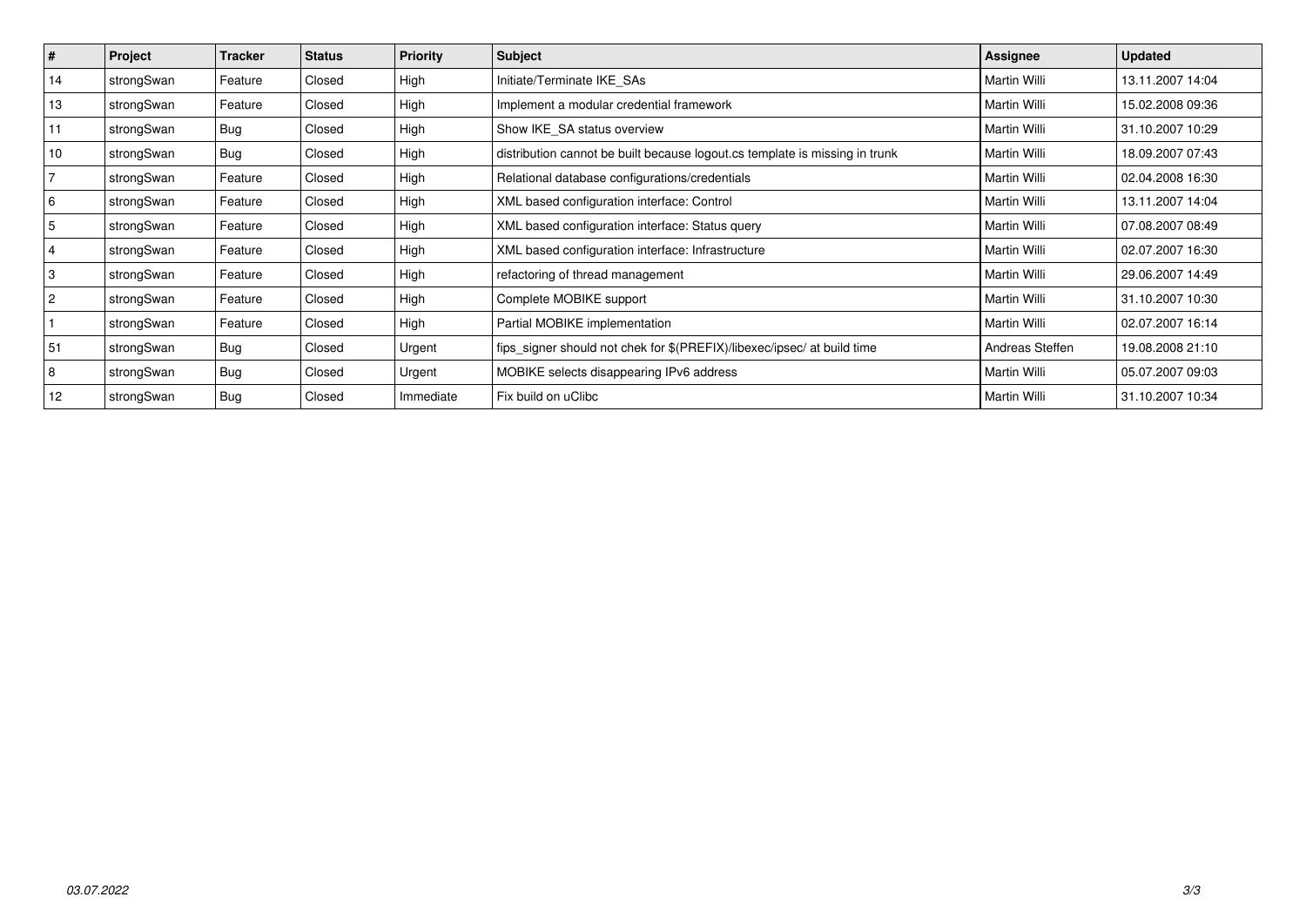| # | Project | Tracker | Status | Priority | Subject | Assignee | Updated |
|---|---|---|---|---|---|---|---|
| 14 | strongSwan | Feature | Closed | High | Initiate/Terminate IKE_SAs | Martin Willi | 13.11.2007 14:04 |
| 13 | strongSwan | Feature | Closed | High | Implement a modular credential framework | Martin Willi | 15.02.2008 09:36 |
| 11 | strongSwan | Bug | Closed | High | Show IKE_SA status overview | Martin Willi | 31.10.2007 10:29 |
| 10 | strongSwan | Bug | Closed | High | distribution cannot be built because logout.cs template is missing in trunk | Martin Willi | 18.09.2007 07:43 |
| 7 | strongSwan | Feature | Closed | High | Relational database configurations/credentials | Martin Willi | 02.04.2008 16:30 |
| 6 | strongSwan | Feature | Closed | High | XML based configuration interface: Control | Martin Willi | 13.11.2007 14:04 |
| 5 | strongSwan | Feature | Closed | High | XML based configuration interface: Status query | Martin Willi | 07.08.2007 08:49 |
| 4 | strongSwan | Feature | Closed | High | XML based configuration interface: Infrastructure | Martin Willi | 02.07.2007 16:30 |
| 3 | strongSwan | Feature | Closed | High | refactoring of thread management | Martin Willi | 29.06.2007 14:49 |
| 2 | strongSwan | Feature | Closed | High | Complete MOBIKE support | Martin Willi | 31.10.2007 10:30 |
| 1 | strongSwan | Feature | Closed | High | Partial MOBIKE implementation | Martin Willi | 02.07.2007 16:14 |
| 51 | strongSwan | Bug | Closed | Urgent | fips_signer should not chek for $(PREFIX)/libexec/ipsec/ at build time | Andreas Steffen | 19.08.2008 21:10 |
| 8 | strongSwan | Bug | Closed | Urgent | MOBIKE selects disappearing IPv6 address | Martin Willi | 05.07.2007 09:03 |
| 12 | strongSwan | Bug | Closed | Immediate | Fix build on uClibc | Martin Willi | 31.10.2007 10:34 |